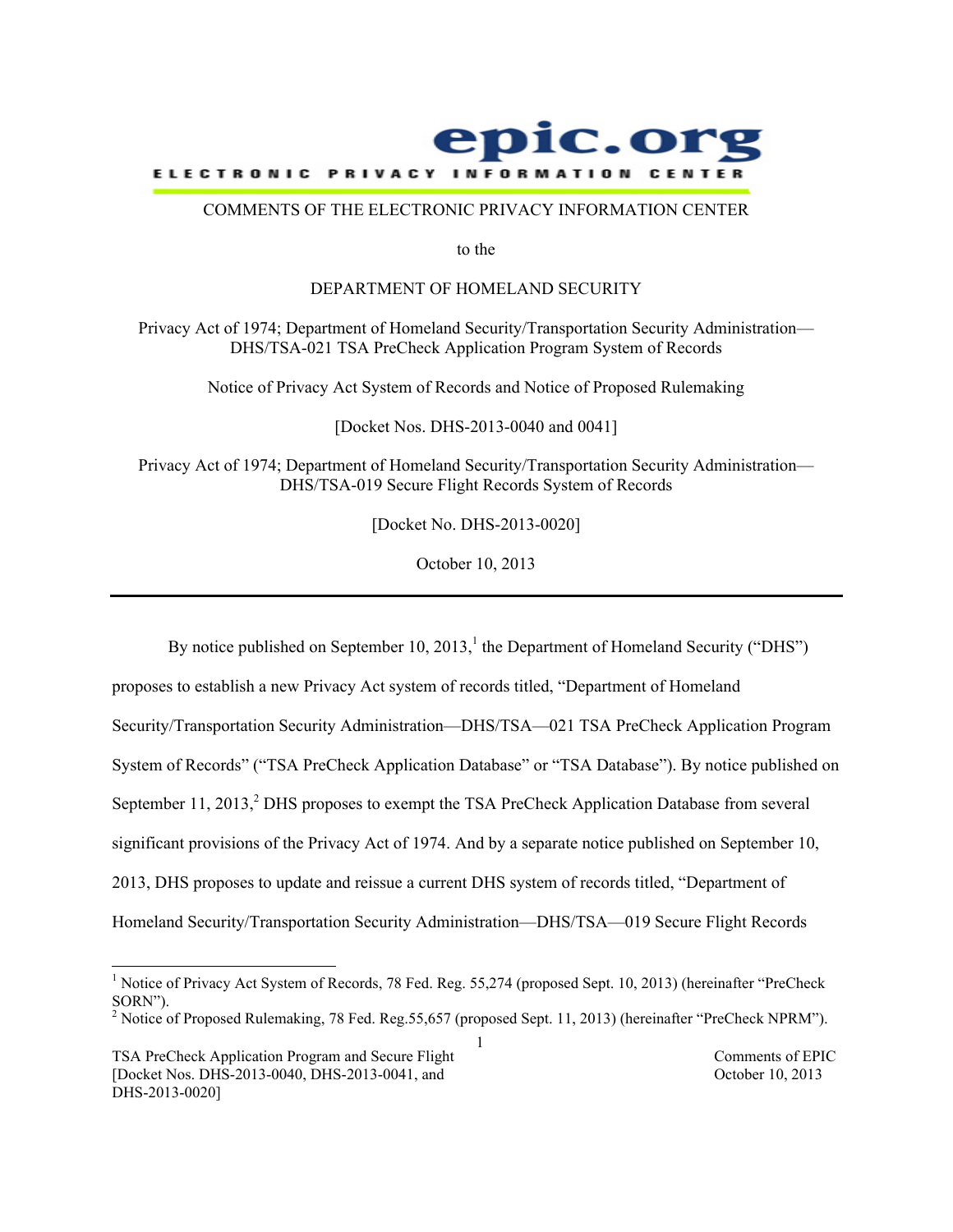epic.org

ELECTRONIC PRIVACY INFORMATION CENTER

COMMENTS OF THE ELECTRONIC PRIVACY INFORMATION CENTER

to the

DEPARTMENT OF HOMELAND SECURITY

Privacy Act of 1974; Department of Homeland Security/Transportation Security Administration—DHS/TSA-021 TSA PreCheck Application Program System of Records

Notice of Privacy Act System of Records and Notice of Proposed Rulemaking

[Docket Nos. DHS-2013-0040 and 0041]

Privacy Act of 1974; Department of Homeland Security/Transportation Security Administration—DHS/TSA-019 Secure Flight Records System of Records

[Docket No. DHS-2013-0020]

October 10, 2013

---

By notice published on September 10, 2013,[1] the Department of Homeland Security ("DHS") proposes to establish a new Privacy Act system of records titled, "Department of Homeland Security/Transportation Security Administration—DHS/TSA—021 TSA PreCheck Application Program System of Records" ("TSA PreCheck Application Database" or "TSA Database"). By notice published on September 11, 2013,[2] DHS proposes to exempt the TSA PreCheck Application Database from several significant provisions of the Privacy Act of 1974. And by a separate notice published on September 10, 2013, DHS proposes to update and reissue a current DHS system of records titled, "Department of Homeland Security/Transportation Security Administration—DHS/TSA—019 Secure Flight Records

[1] Notice of Privacy Act System of Records, 78 Fed. Reg. 55,274 (proposed Sept. 10, 2013) (hereinafter "PreCheck SORN").

[2] Notice of Proposed Rulemaking, 78 Fed. Reg.55,657 (proposed Sept. 11, 2013) (hereinafter "PreCheck NPRM").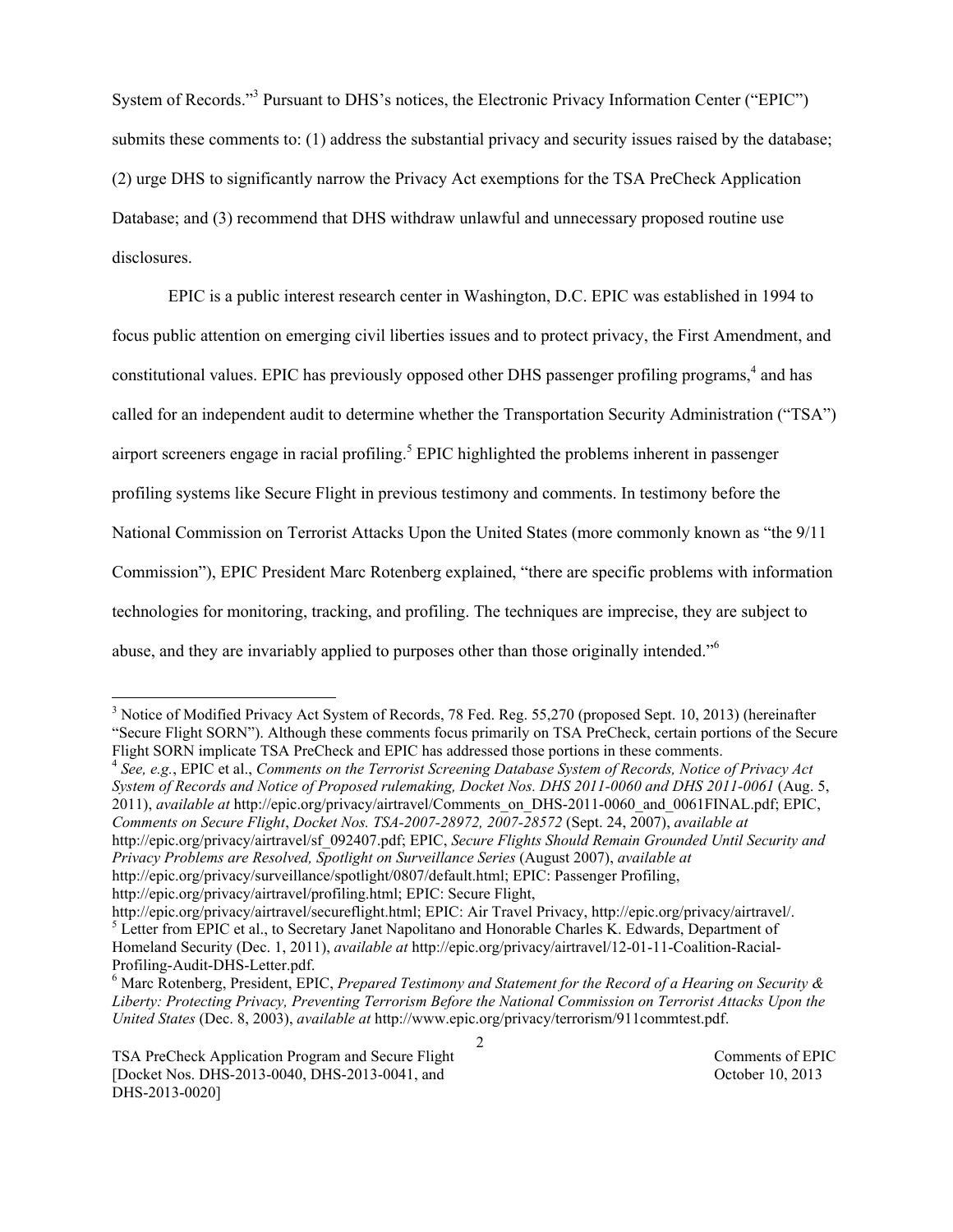System of Records."[3] Pursuant to DHS's notices, the Electronic Privacy Information Center ("EPIC") submits these comments to: (1) address the substantial privacy and security issues raised by the database; (2) urge DHS to significantly narrow the Privacy Act exemptions for the TSA PreCheck Application Database; and (3) recommend that DHS withdraw unlawful and unnecessary proposed routine use disclosures.

EPIC is a public interest research center in Washington, D.C. EPIC was established in 1994 to focus public attention on emerging civil liberties issues and to protect privacy, the First Amendment, and constitutional values. EPIC has previously opposed other DHS passenger profiling programs,[4] and has called for an independent audit to determine whether the Transportation Security Administration ("TSA") airport screeners engage in racial profiling.[5] EPIC highlighted the problems inherent in passenger profiling systems like Secure Flight in previous testimony and comments. In testimony before the National Commission on Terrorist Attacks Upon the United States (more commonly known as "the 9/11 Commission"), EPIC President Marc Rotenberg explained, "there are specific problems with information technologies for monitoring, tracking, and profiling. The techniques are imprecise, they are subject to abuse, and they are invariably applied to purposes other than those originally intended."[6]

---

[3] Notice of Modified Privacy Act System of Records, 78 Fed. Reg. 55,270 (proposed Sept. 10, 2013) (hereinafter "Secure Flight SORN"). Although these comments focus primarily on TSA PreCheck, certain portions of the Secure Flight SORN implicate TSA PreCheck and EPIC has addressed those portions in these comments.

[4] *See, e.g.*, EPIC et al., *Comments on the Terrorist Screening Database System of Records, Notice of Privacy Act System of Records and Notice of Proposed rulemaking, Docket Nos. DHS 2011-0060 and DHS 2011-0061* (Aug. 5, 2011), *available at* http://epic.org/privacy/airtravel/Comments_on_DHS-2011-0060_and_0061FINAL.pdf; EPIC, *Comments on Secure Flight*, *Docket Nos. TSA-2007-28972, 2007-28572* (Sept. 24, 2007), *available at* http://epic.org/privacy/airtravel/sf_092407.pdf; EPIC, *Secure Flights Should Remain Grounded Until Security and Privacy Problems are Resolved, Spotlight on Surveillance Series* (August 2007), *available at* http://epic.org/privacy/surveillance/spotlight/0807/default.html; EPIC: Passenger Profiling, http://epic.org/privacy/airtravel/profiling.html; EPIC: Secure Flight, http://epic.org/privacy/airtravel/secureflight.html; EPIC: Air Travel Privacy, http://epic.org/privacy/airtravel/.

[5] Letter from EPIC et al., to Secretary Janet Napolitano and Honorable Charles K. Edwards, Department of Homeland Security (Dec. 1, 2011), *available at* http://epic.org/privacy/airtravel/12-01-11-Coalition-Racial-Profiling-Audit-DHS-Letter.pdf.

[6] Marc Rotenberg, President, EPIC, *Prepared Testimony and Statement for the Record of a Hearing on Security & Liberty: Protecting Privacy, Preventing Terrorism Before the National Commission on Terrorist Attacks Upon the United States* (Dec. 8, 2003), *available at* http://www.epic.org/privacy/terrorism/911commtest.pdf.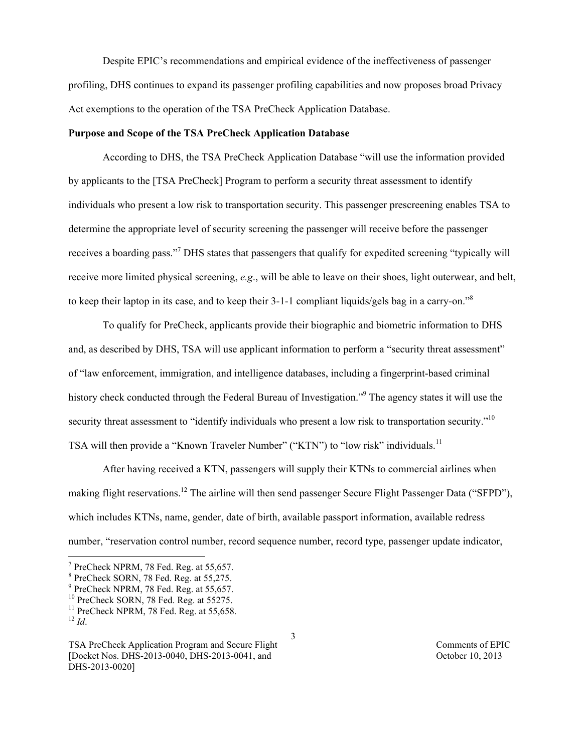Despite EPIC's recommendations and empirical evidence of the ineffectiveness of passenger profiling, DHS continues to expand its passenger profiling capabilities and now proposes broad Privacy Act exemptions to the operation of the TSA PreCheck Application Database.

**Purpose and Scope of the TSA PreCheck Application Database**

According to DHS, the TSA PreCheck Application Database "will use the information provided by applicants to the [TSA PreCheck] Program to perform a security threat assessment to identify individuals who present a low risk to transportation security. This passenger prescreening enables TSA to determine the appropriate level of security screening the passenger will receive before the passenger receives a boarding pass."[7] DHS states that passengers that qualify for expedited screening "typically will receive more limited physical screening, *e.g*., will be able to leave on their shoes, light outerwear, and belt, to keep their laptop in its case, and to keep their 3-1-1 compliant liquids/gels bag in a carry-on."[8]

To qualify for PreCheck, applicants provide their biographic and biometric information to DHS and, as described by DHS, TSA will use applicant information to perform a "security threat assessment" of "law enforcement, immigration, and intelligence databases, including a fingerprint-based criminal history check conducted through the Federal Bureau of Investigation."[9] The agency states it will use the security threat assessment to "identify individuals who present a low risk to transportation security."[10] TSA will then provide a "Known Traveler Number" ("KTN") to "low risk" individuals.[11]

After having received a KTN, passengers will supply their KTNs to commercial airlines when making flight reservations.[12] The airline will then send passenger Secure Flight Passenger Data ("SFPD"), which includes KTNs, name, gender, date of birth, available passport information, available redress number, "reservation control number, record sequence number, record type, passenger update indicator,

---

[7] PreCheck NPRM, 78 Fed. Reg. at 55,657.
[8] PreCheck SORN, 78 Fed. Reg. at 55,275.
[9] PreCheck NPRM, 78 Fed. Reg. at 55,657.
[10] PreCheck SORN, 78 Fed. Reg. at 55275.
[11] PreCheck NPRM, 78 Fed. Reg. at 55,658.
[12] *Id*.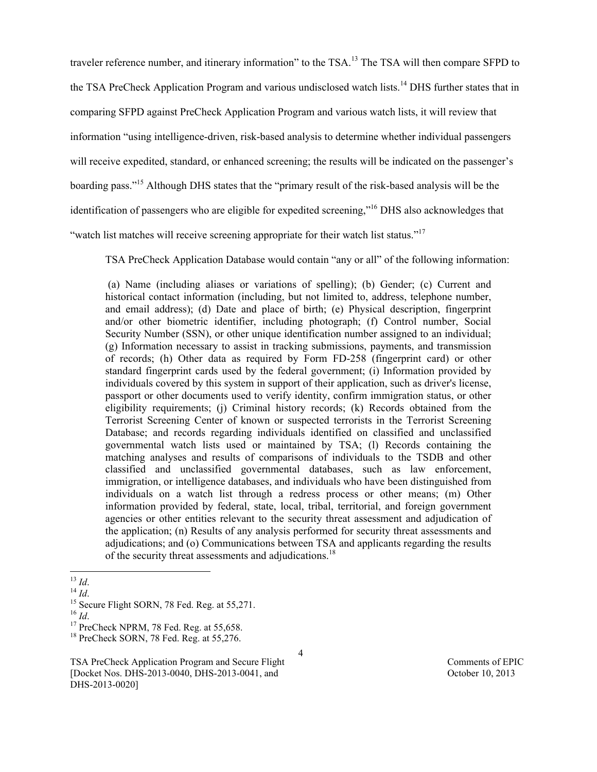traveler reference number, and itinerary information" to the TSA.[13] The TSA will then compare SFPD to the TSA PreCheck Application Program and various undisclosed watch lists.[14] DHS further states that in comparing SFPD against PreCheck Application Program and various watch lists, it will review that information "using intelligence-driven, risk-based analysis to determine whether individual passengers will receive expedited, standard, or enhanced screening; the results will be indicated on the passenger's boarding pass."[15] Although DHS states that the "primary result of the risk-based analysis will be the identification of passengers who are eligible for expedited screening,"[16] DHS also acknowledges that "watch list matches will receive screening appropriate for their watch list status."[17]

TSA PreCheck Application Database would contain "any or all" of the following information:

> (a) Name (including aliases or variations of spelling); (b) Gender; (c) Current and historical contact information (including, but not limited to, address, telephone number, and email address); (d) Date and place of birth; (e) Physical description, fingerprint and/or other biometric identifier, including photograph; (f) Control number, Social Security Number (SSN), or other unique identification number assigned to an individual; (g) Information necessary to assist in tracking submissions, payments, and transmission of records; (h) Other data as required by Form FD-258 (fingerprint card) or other standard fingerprint cards used by the federal government; (i) Information provided by individuals covered by this system in support of their application, such as driver's license, passport or other documents used to verify identity, confirm immigration status, or other eligibility requirements; (j) Criminal history records; (k) Records obtained from the Terrorist Screening Center of known or suspected terrorists in the Terrorist Screening Database; and records regarding individuals identified on classified and unclassified governmental watch lists used or maintained by TSA; (l) Records containing the matching analyses and results of comparisons of individuals to the TSDB and other classified and unclassified governmental databases, such as law enforcement, immigration, or intelligence databases, and individuals who have been distinguished from individuals on a watch list through a redress process or other means; (m) Other information provided by federal, state, local, tribal, territorial, and foreign government agencies or other entities relevant to the security threat assessment and adjudication of the application; (n) Results of any analysis performed for security threat assessments and adjudications; and (o) Communications between TSA and applicants regarding the results of the security threat assessments and adjudications.[18]

---

[13] *Id*.

[14] *Id*.

[15] Secure Flight SORN, 78 Fed. Reg. at 55,271.

[16] *Id*.

[17] PreCheck NPRM, 78 Fed. Reg. at 55,658.

[18] PreCheck SORN, 78 Fed. Reg. at 55,276.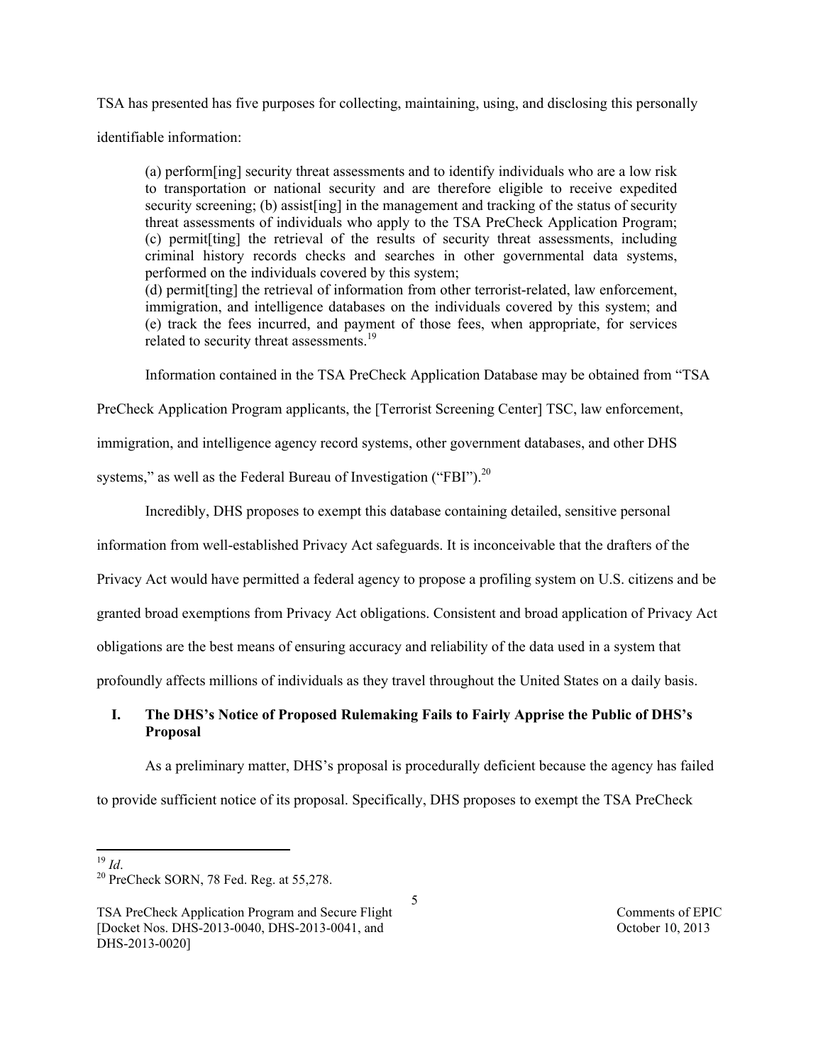TSA has presented has five purposes for collecting, maintaining, using, and disclosing this personally identifiable information:

> (a) perform[ing] security threat assessments and to identify individuals who are a low risk to transportation or national security and are therefore eligible to receive expedited security screening; (b) assist[ing] in the management and tracking of the status of security threat assessments of individuals who apply to the TSA PreCheck Application Program; (c) permit[ting] the retrieval of the results of security threat assessments, including criminal history records checks and searches in other governmental data systems, performed on the individuals covered by this system;
> (d) permit[ting] the retrieval of information from other terrorist-related, law enforcement, immigration, and intelligence databases on the individuals covered by this system; and (e) track the fees incurred, and payment of those fees, when appropriate, for services related to security threat assessments.[19]

Information contained in the TSA PreCheck Application Database may be obtained from "TSA PreCheck Application Program applicants, the [Terrorist Screening Center] TSC, law enforcement, immigration, and intelligence agency record systems, other government databases, and other DHS systems," as well as the Federal Bureau of Investigation ("FBI").[20]

Incredibly, DHS proposes to exempt this database containing detailed, sensitive personal information from well-established Privacy Act safeguards. It is inconceivable that the drafters of the Privacy Act would have permitted a federal agency to propose a profiling system on U.S. citizens and be granted broad exemptions from Privacy Act obligations. Consistent and broad application of Privacy Act obligations are the best means of ensuring accuracy and reliability of the data used in a system that profoundly affects millions of individuals as they travel throughout the United States on a daily basis.

## I. The DHS's Notice of Proposed Rulemaking Fails to Fairly Apprise the Public of DHS's Proposal

As a preliminary matter, DHS's proposal is procedurally deficient because the agency has failed to provide sufficient notice of its proposal. Specifically, DHS proposes to exempt the TSA PreCheck

---

[19] *Id*.

[20] PreCheck SORN, 78 Fed. Reg. at 55,278.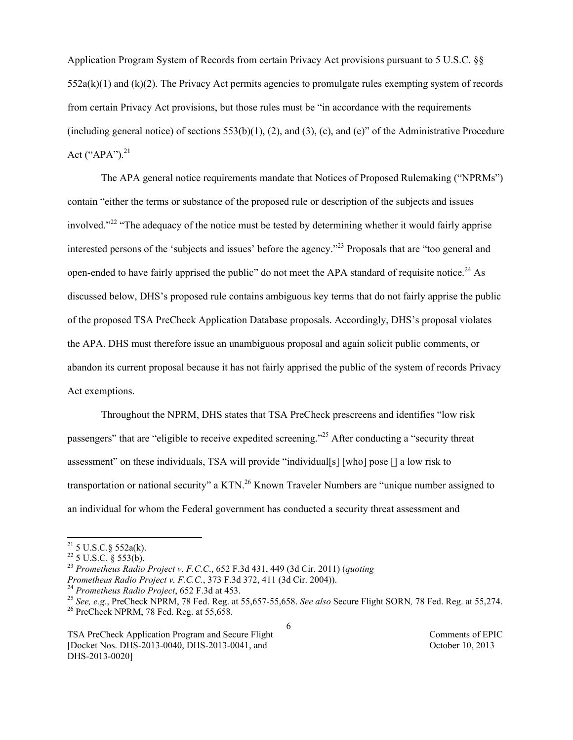Application Program System of Records from certain Privacy Act provisions pursuant to 5 U.S.C. §§ 552a(k)(1) and (k)(2). The Privacy Act permits agencies to promulgate rules exempting system of records from certain Privacy Act provisions, but those rules must be "in accordance with the requirements (including general notice) of sections 553(b)(1), (2), and (3), (c), and (e)" of the Administrative Procedure Act ("APA").[21]

The APA general notice requirements mandate that Notices of Proposed Rulemaking ("NPRMs") contain "either the terms or substance of the proposed rule or description of the subjects and issues involved."[22] "The adequacy of the notice must be tested by determining whether it would fairly apprise interested persons of the 'subjects and issues' before the agency."[23] Proposals that are "too general and open-ended to have fairly apprised the public" do not meet the APA standard of requisite notice.[24] As discussed below, DHS's proposed rule contains ambiguous key terms that do not fairly apprise the public of the proposed TSA PreCheck Application Database proposals. Accordingly, DHS's proposal violates the APA. DHS must therefore issue an unambiguous proposal and again solicit public comments, or abandon its current proposal because it has not fairly apprised the public of the system of records Privacy Act exemptions.

Throughout the NPRM, DHS states that TSA PreCheck prescreens and identifies "low risk passengers" that are "eligible to receive expedited screening."[25] After conducting a "security threat assessment" on these individuals, TSA will provide "individual[s] [who] pose [] a low risk to transportation or national security" a KTN.[26] Known Traveler Numbers are "unique number assigned to an individual for whom the Federal government has conducted a security threat assessment and

---

[21] 5 U.S.C.§ 552a(k).

[22] 5 U.S.C. § 553(b).

[23] *Prometheus Radio Project v. F.C.C.*, 652 F.3d 431, 449 (3d Cir. 2011) (*quoting Prometheus Radio Project v. F.C.C.*, 373 F.3d 372, 411 (3d Cir. 2004)).

[24] *Prometheus Radio Project*, 652 F.3d at 453.

[25] *See, e.g*., PreCheck NPRM, 78 Fed. Reg. at 55,657-55,658. *See also* Secure Flight SORN*,* 78 Fed. Reg. at 55,274.

[26] PreCheck NPRM, 78 Fed. Reg. at 55,658.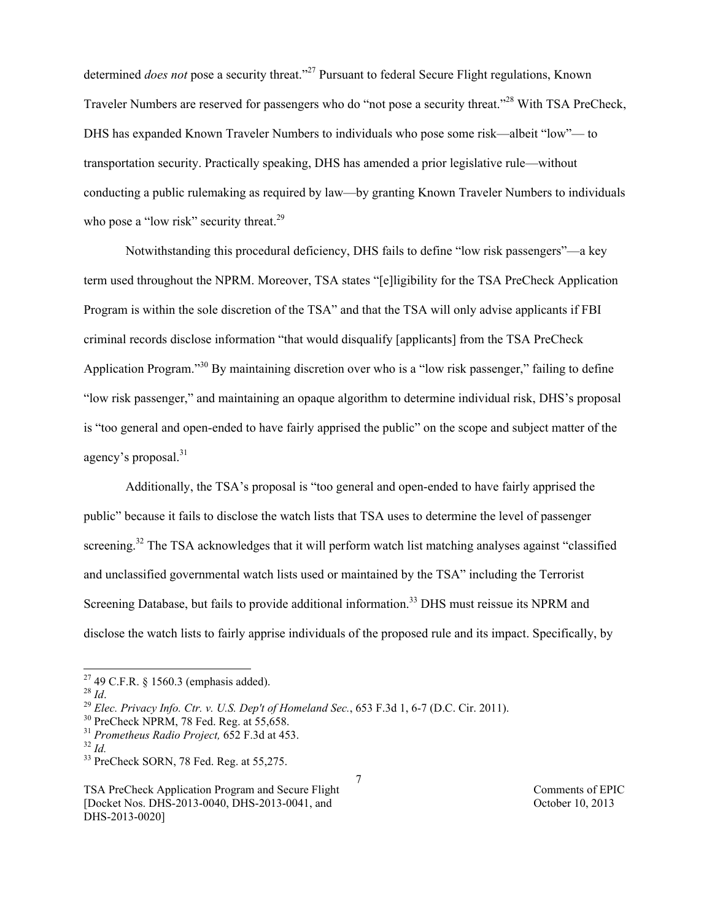determined *does not* pose a security threat."[27] Pursuant to federal Secure Flight regulations, Known Traveler Numbers are reserved for passengers who do "not pose a security threat."[28] With TSA PreCheck, DHS has expanded Known Traveler Numbers to individuals who pose some risk—albeit "low"— to transportation security. Practically speaking, DHS has amended a prior legislative rule—without conducting a public rulemaking as required by law—by granting Known Traveler Numbers to individuals who pose a "low risk" security threat.[29]

Notwithstanding this procedural deficiency, DHS fails to define "low risk passengers"—a key term used throughout the NPRM. Moreover, TSA states "[e]ligibility for the TSA PreCheck Application Program is within the sole discretion of the TSA" and that the TSA will only advise applicants if FBI criminal records disclose information "that would disqualify [applicants] from the TSA PreCheck Application Program."[30] By maintaining discretion over who is a "low risk passenger," failing to define "low risk passenger," and maintaining an opaque algorithm to determine individual risk, DHS's proposal is "too general and open-ended to have fairly apprised the public" on the scope and subject matter of the agency's proposal.[31]

Additionally, the TSA's proposal is "too general and open-ended to have fairly apprised the public" because it fails to disclose the watch lists that TSA uses to determine the level of passenger screening.[32] The TSA acknowledges that it will perform watch list matching analyses against "classified and unclassified governmental watch lists used or maintained by the TSA" including the Terrorist Screening Database, but fails to provide additional information.[33] DHS must reissue its NPRM and disclose the watch lists to fairly apprise individuals of the proposed rule and its impact. Specifically, by

---

[27] 49 C.F.R. § 1560.3 (emphasis added).

[28] *Id*.

[29] *Elec. Privacy Info. Ctr. v. U.S. Dep't of Homeland Sec.*, 653 F.3d 1, 6-7 (D.C. Cir. 2011).

[30] PreCheck NPRM, 78 Fed. Reg. at 55,658.

[31] *Prometheus Radio Project,* 652 F.3d at 453.

[32] *Id.*

[33] PreCheck SORN, 78 Fed. Reg. at 55,275.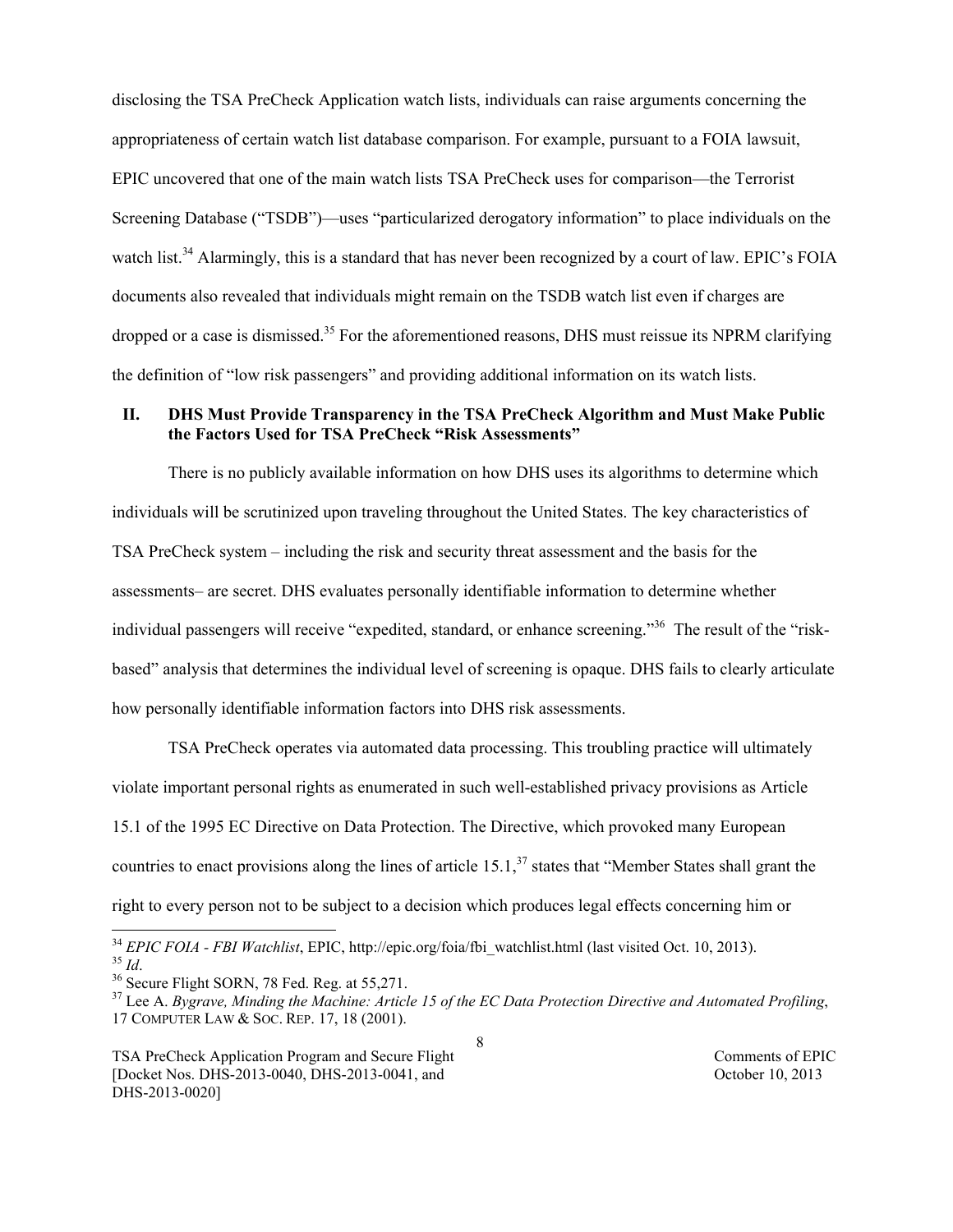disclosing the TSA PreCheck Application watch lists, individuals can raise arguments concerning the appropriateness of certain watch list database comparison. For example, pursuant to a FOIA lawsuit, EPIC uncovered that one of the main watch lists TSA PreCheck uses for comparison—the Terrorist Screening Database ("TSDB")—uses "particularized derogatory information" to place individuals on the watch list.[34] Alarmingly, this is a standard that has never been recognized by a court of law. EPIC's FOIA documents also revealed that individuals might remain on the TSDB watch list even if charges are dropped or a case is dismissed.[35] For the aforementioned reasons, DHS must reissue its NPRM clarifying the definition of "low risk passengers" and providing additional information on its watch lists.

## II. DHS Must Provide Transparency in the TSA PreCheck Algorithm and Must Make Public the Factors Used for TSA PreCheck "Risk Assessments"

There is no publicly available information on how DHS uses its algorithms to determine which individuals will be scrutinized upon traveling throughout the United States. The key characteristics of TSA PreCheck system – including the risk and security threat assessment and the basis for the assessments– are secret. DHS evaluates personally identifiable information to determine whether individual passengers will receive "expedited, standard, or enhance screening."[36] The result of the "risk-based" analysis that determines the individual level of screening is opaque. DHS fails to clearly articulate how personally identifiable information factors into DHS risk assessments.

TSA PreCheck operates via automated data processing. This troubling practice will ultimately violate important personal rights as enumerated in such well-established privacy provisions as Article 15.1 of the 1995 EC Directive on Data Protection. The Directive, which provoked many European countries to enact provisions along the lines of article 15.1,[37] states that "Member States shall grant the right to every person not to be subject to a decision which produces legal effects concerning him or

---

[34] *EPIC FOIA - FBI Watchlist*, EPIC, http://epic.org/foia/fbi_watchlist.html (last visited Oct. 10, 2013).

[35] *Id*.

[36] Secure Flight SORN, 78 Fed. Reg. at 55,271.

[37] Lee A. *Bygrave, Minding the Machine: Article 15 of the EC Data Protection Directive and Automated Profiling*, 17 COMPUTER LAW & SOC. REP. 17, 18 (2001).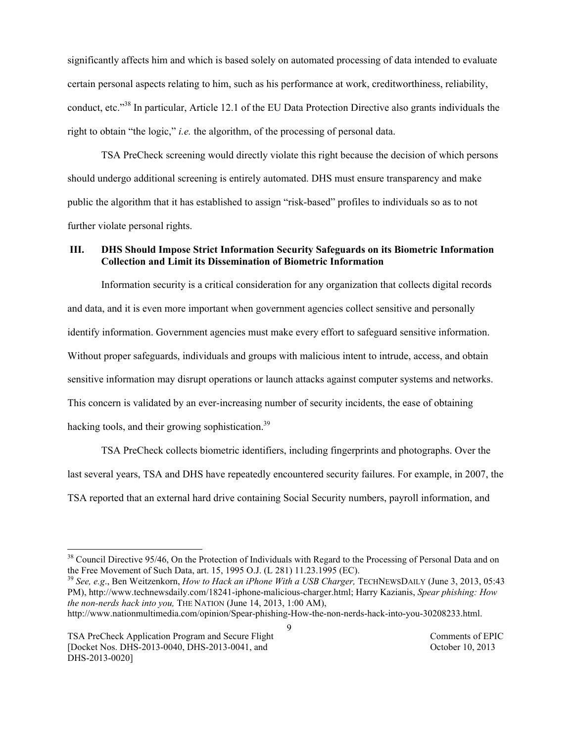significantly affects him and which is based solely on automated processing of data intended to evaluate certain personal aspects relating to him, such as his performance at work, creditworthiness, reliability, conduct, etc."[38] In particular, Article 12.1 of the EU Data Protection Directive also grants individuals the right to obtain "the logic," *i.e.* the algorithm, of the processing of personal data.

TSA PreCheck screening would directly violate this right because the decision of which persons should undergo additional screening is entirely automated. DHS must ensure transparency and make public the algorithm that it has established to assign "risk-based" profiles to individuals so as to not further violate personal rights.

## III. DHS Should Impose Strict Information Security Safeguards on its Biometric Information Collection and Limit its Dissemination of Biometric Information

Information security is a critical consideration for any organization that collects digital records and data, and it is even more important when government agencies collect sensitive and personally identify information. Government agencies must make every effort to safeguard sensitive information. Without proper safeguards, individuals and groups with malicious intent to intrude, access, and obtain sensitive information may disrupt operations or launch attacks against computer systems and networks. This concern is validated by an ever-increasing number of security incidents, the ease of obtaining hacking tools, and their growing sophistication.[39]

TSA PreCheck collects biometric identifiers, including fingerprints and photographs. Over the last several years, TSA and DHS have repeatedly encountered security failures. For example, in 2007, the TSA reported that an external hard drive containing Social Security numbers, payroll information, and

---

[38] Council Directive 95/46, On the Protection of Individuals with Regard to the Processing of Personal Data and on the Free Movement of Such Data, art. 15, 1995 O.J. (L 281) 11.23.1995 (EC).

[39] *See, e.g*., Ben Weitzenkorn, *How to Hack an iPhone With a USB Charger,* TECHNEWSDAILY (June 3, 2013, 05:43 PM), http://www.technewsdaily.com/18241-iphone-malicious-charger.html; Harry Kazianis, *Spear phishing: How the non-nerds hack into you,* THE NATION (June 14, 2013, 1:00 AM), http://www.nationmultimedia.com/opinion/Spear-phishing-How-the-non-nerds-hack-into-you-30208233.html.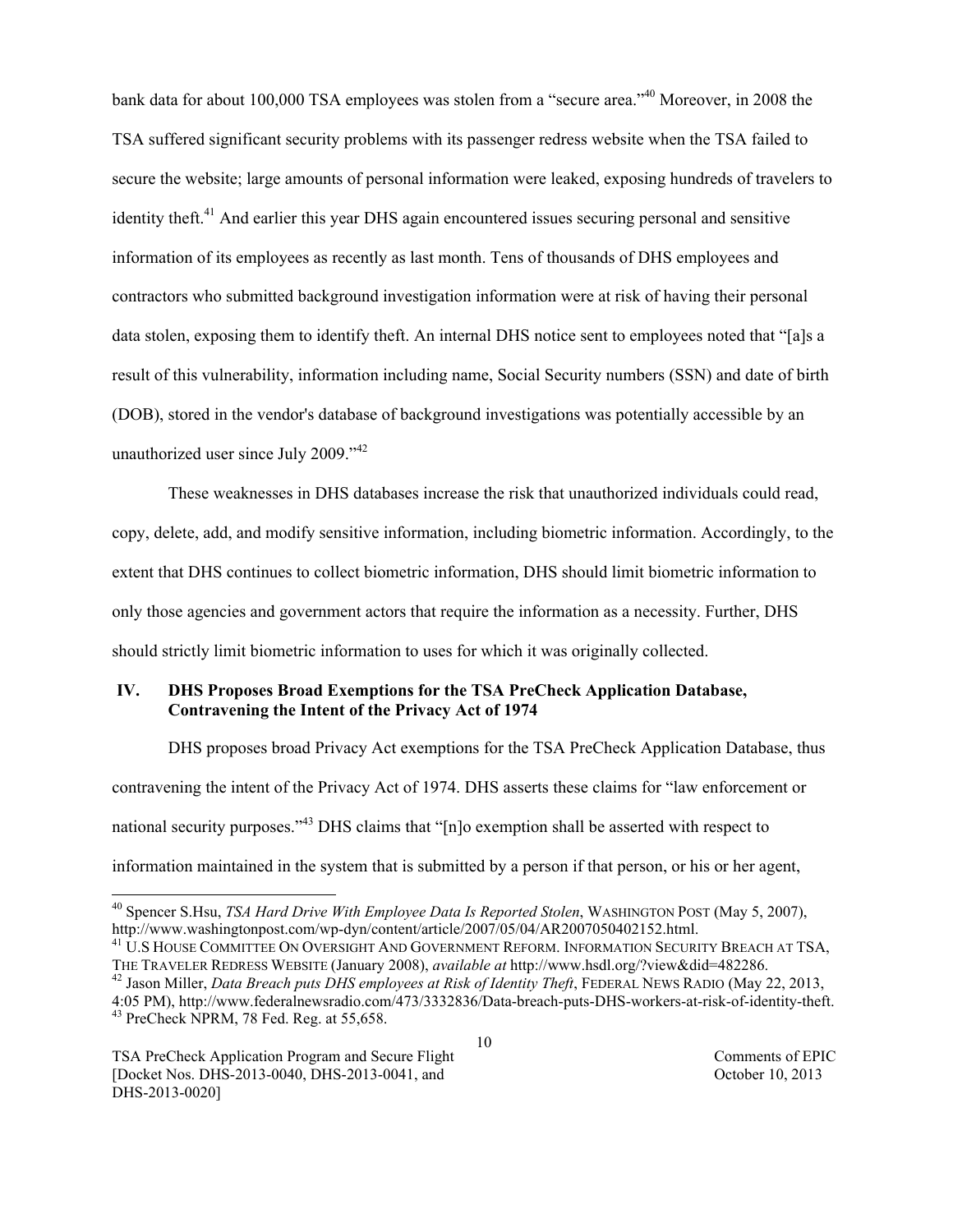bank data for about 100,000 TSA employees was stolen from a "secure area."[40] Moreover, in 2008 the TSA suffered significant security problems with its passenger redress website when the TSA failed to secure the website; large amounts of personal information were leaked, exposing hundreds of travelers to identity theft.[41] And earlier this year DHS again encountered issues securing personal and sensitive information of its employees as recently as last month. Tens of thousands of DHS employees and contractors who submitted background investigation information were at risk of having their personal data stolen, exposing them to identify theft. An internal DHS notice sent to employees noted that "[a]s a result of this vulnerability, information including name, Social Security numbers (SSN) and date of birth (DOB), stored in the vendor's database of background investigations was potentially accessible by an unauthorized user since July 2009."[42]

These weaknesses in DHS databases increase the risk that unauthorized individuals could read, copy, delete, add, and modify sensitive information, including biometric information. Accordingly, to the extent that DHS continues to collect biometric information, DHS should limit biometric information to only those agencies and government actors that require the information as a necessity. Further, DHS should strictly limit biometric information to uses for which it was originally collected.

## IV. DHS Proposes Broad Exemptions for the TSA PreCheck Application Database, Contravening the Intent of the Privacy Act of 1974

DHS proposes broad Privacy Act exemptions for the TSA PreCheck Application Database, thus contravening the intent of the Privacy Act of 1974. DHS asserts these claims for "law enforcement or national security purposes."[43] DHS claims that "[n]o exemption shall be asserted with respect to information maintained in the system that is submitted by a person if that person, or his or her agent,

---

[40] Spencer S.Hsu, *TSA Hard Drive With Employee Data Is Reported Stolen*, WASHINGTON POST (May 5, 2007), http://www.washingtonpost.com/wp-dyn/content/article/2007/05/04/AR2007050402152.html.

[41] U.S HOUSE COMMITTEE ON OVERSIGHT AND GOVERNMENT REFORM. INFORMATION SECURITY BREACH AT TSA, THE TRAVELER REDRESS WEBSITE (January 2008), *available at* http://www.hsdl.org/?view&did=482286.

[42] Jason Miller, *Data Breach puts DHS employees at Risk of Identity Theft*, FEDERAL NEWS RADIO (May 22, 2013, 4:05 PM), http://www.federalnewsradio.com/473/3332836/Data-breach-puts-DHS-workers-at-risk-of-identity-theft.

[43] PreCheck NPRM, 78 Fed. Reg. at 55,658.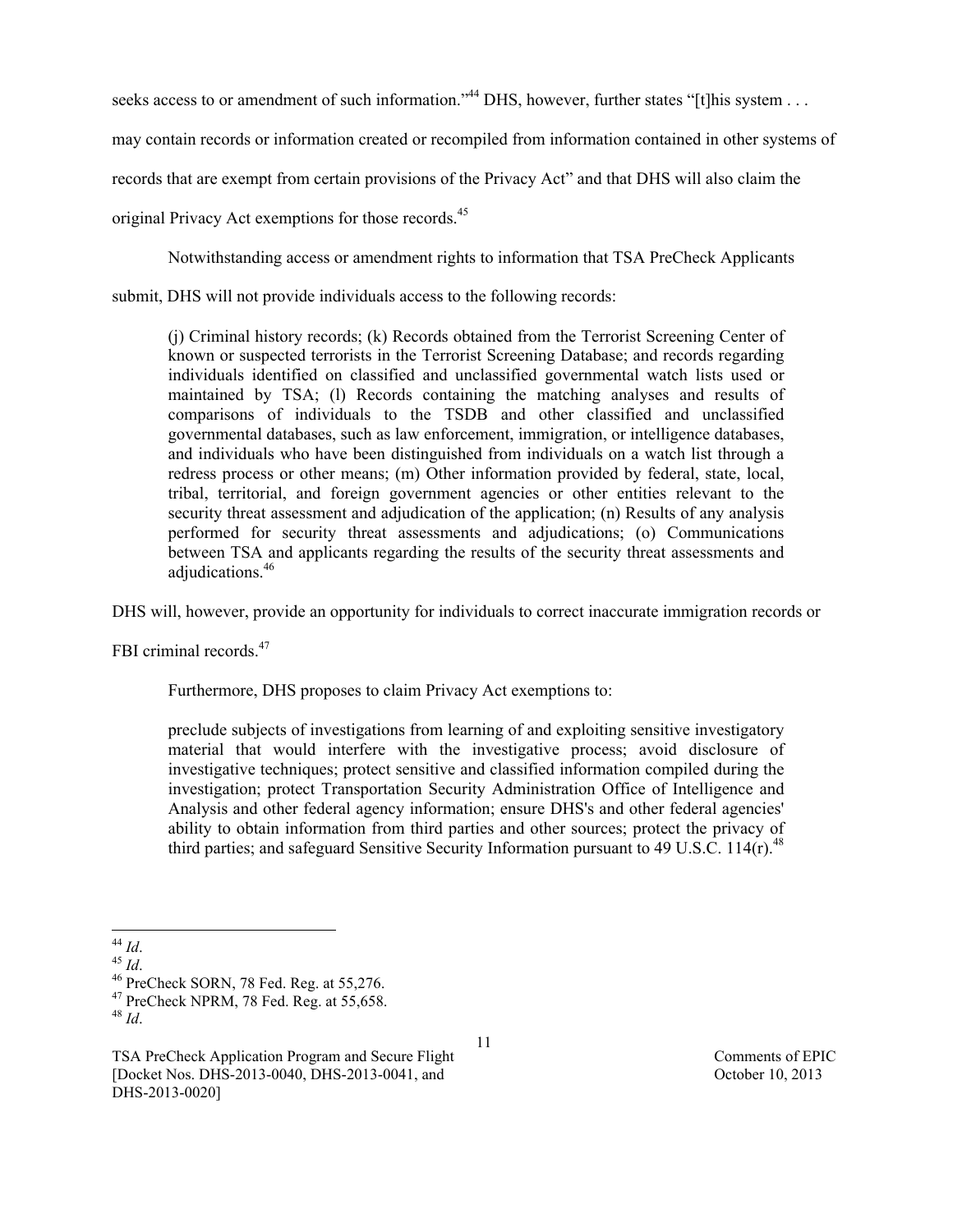seeks access to or amendment of such information."[44] DHS, however, further states "[t]his system . . . may contain records or information created or recompiled from information contained in other systems of records that are exempt from certain provisions of the Privacy Act" and that DHS will also claim the original Privacy Act exemptions for those records.[45]

Notwithstanding access or amendment rights to information that TSA PreCheck Applicants submit, DHS will not provide individuals access to the following records:

> (j) Criminal history records; (k) Records obtained from the Terrorist Screening Center of known or suspected terrorists in the Terrorist Screening Database; and records regarding individuals identified on classified and unclassified governmental watch lists used or maintained by TSA; (l) Records containing the matching analyses and results of comparisons of individuals to the TSDB and other classified and unclassified governmental databases, such as law enforcement, immigration, or intelligence databases, and individuals who have been distinguished from individuals on a watch list through a redress process or other means; (m) Other information provided by federal, state, local, tribal, territorial, and foreign government agencies or other entities relevant to the security threat assessment and adjudication of the application; (n) Results of any analysis performed for security threat assessments and adjudications; (o) Communications between TSA and applicants regarding the results of the security threat assessments and adjudications.[46]

DHS will, however, provide an opportunity for individuals to correct inaccurate immigration records or FBI criminal records.[47]

Furthermore, DHS proposes to claim Privacy Act exemptions to:

> preclude subjects of investigations from learning of and exploiting sensitive investigatory material that would interfere with the investigative process; avoid disclosure of investigative techniques; protect sensitive and classified information compiled during the investigation; protect Transportation Security Administration Office of Intelligence and Analysis and other federal agency information; ensure DHS's and other federal agencies' ability to obtain information from third parties and other sources; protect the privacy of third parties; and safeguard Sensitive Security Information pursuant to 49 U.S.C. 114(r).[48]

---

[44] *Id*.
[45] *Id*.
[46] PreCheck SORN, 78 Fed. Reg. at 55,276.
[47] PreCheck NPRM, 78 Fed. Reg. at 55,658.
[48] *Id*.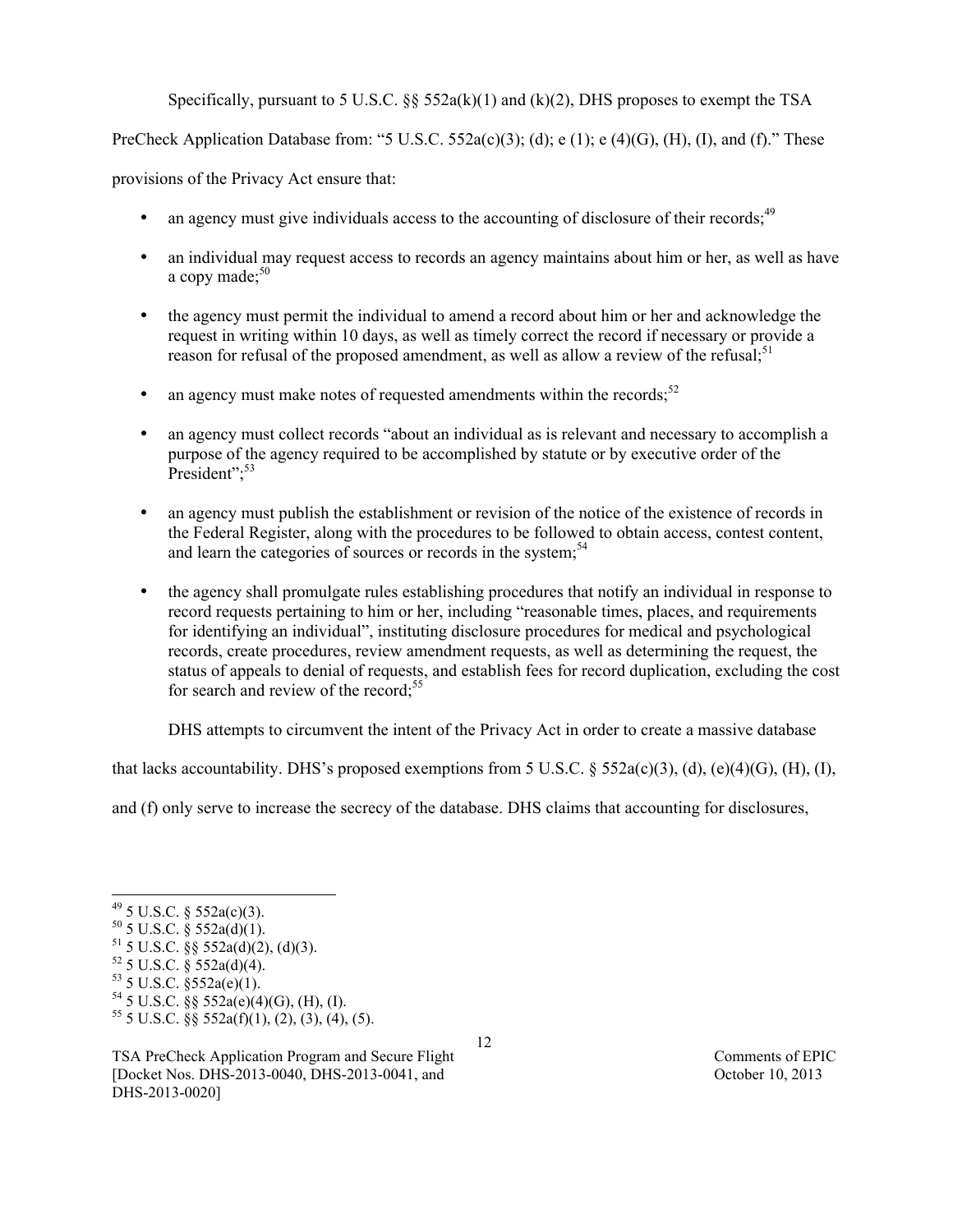Specifically, pursuant to 5 U.S.C. §§ 552a(k)(1) and (k)(2), DHS proposes to exempt the TSA PreCheck Application Database from: "5 U.S.C. 552a(c)(3); (d); e (1); e (4)(G), (H), (I), and (f)." These provisions of the Privacy Act ensure that:

- an agency must give individuals access to the accounting of disclosure of their records;[49]
- an individual may request access to records an agency maintains about him or her, as well as have a copy made;[50]
- the agency must permit the individual to amend a record about him or her and acknowledge the request in writing within 10 days, as well as timely correct the record if necessary or provide a reason for refusal of the proposed amendment, as well as allow a review of the refusal;[51]
- an agency must make notes of requested amendments within the records;[52]
- an agency must collect records "about an individual as is relevant and necessary to accomplish a purpose of the agency required to be accomplished by statute or by executive order of the President";[53]
- an agency must publish the establishment or revision of the notice of the existence of records in the Federal Register, along with the procedures to be followed to obtain access, contest content, and learn the categories of sources or records in the system;[54]
- the agency shall promulgate rules establishing procedures that notify an individual in response to record requests pertaining to him or her, including "reasonable times, places, and requirements for identifying an individual", instituting disclosure procedures for medical and psychological records, create procedures, review amendment requests, as well as determining the request, the status of appeals to denial of requests, and establish fees for record duplication, excluding the cost for search and review of the record;[55]

DHS attempts to circumvent the intent of the Privacy Act in order to create a massive database that lacks accountability. DHS's proposed exemptions from 5 U.S.C. § 552a(c)(3), (d), (e)(4)(G), (H), (I), and (f) only serve to increase the secrecy of the database. DHS claims that accounting for disclosures,

---

[49] 5 U.S.C. § 552a(c)(3).
[50] 5 U.S.C. § 552a(d)(1).
[51] 5 U.S.C. §§ 552a(d)(2), (d)(3).
[52] 5 U.S.C. § 552a(d)(4).
[53] 5 U.S.C. §552a(e)(1).
[54] 5 U.S.C. §§ 552a(e)(4)(G), (H), (I).
[55] 5 U.S.C. §§ 552a(f)(1), (2), (3), (4), (5).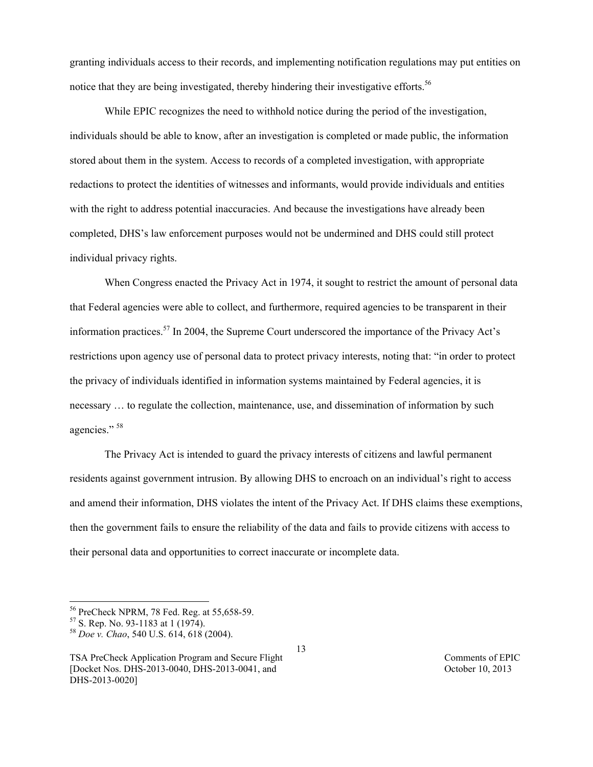granting individuals access to their records, and implementing notification regulations may put entities on notice that they are being investigated, thereby hindering their investigative efforts.[56]

While EPIC recognizes the need to withhold notice during the period of the investigation, individuals should be able to know, after an investigation is completed or made public, the information stored about them in the system. Access to records of a completed investigation, with appropriate redactions to protect the identities of witnesses and informants, would provide individuals and entities with the right to address potential inaccuracies. And because the investigations have already been completed, DHS's law enforcement purposes would not be undermined and DHS could still protect individual privacy rights.

When Congress enacted the Privacy Act in 1974, it sought to restrict the amount of personal data that Federal agencies were able to collect, and furthermore, required agencies to be transparent in their information practices.[57] In 2004, the Supreme Court underscored the importance of the Privacy Act's restrictions upon agency use of personal data to protect privacy interests, noting that: "in order to protect the privacy of individuals identified in information systems maintained by Federal agencies, it is necessary … to regulate the collection, maintenance, use, and dissemination of information by such agencies." [58]

The Privacy Act is intended to guard the privacy interests of citizens and lawful permanent residents against government intrusion. By allowing DHS to encroach on an individual's right to access and amend their information, DHS violates the intent of the Privacy Act. If DHS claims these exemptions, then the government fails to ensure the reliability of the data and fails to provide citizens with access to their personal data and opportunities to correct inaccurate or incomplete data.

---

[56] PreCheck NPRM, 78 Fed. Reg. at 55,658-59.

[57] S. Rep. No. 93-1183 at 1 (1974).

[58] *Doe v. Chao*, 540 U.S. 614, 618 (2004).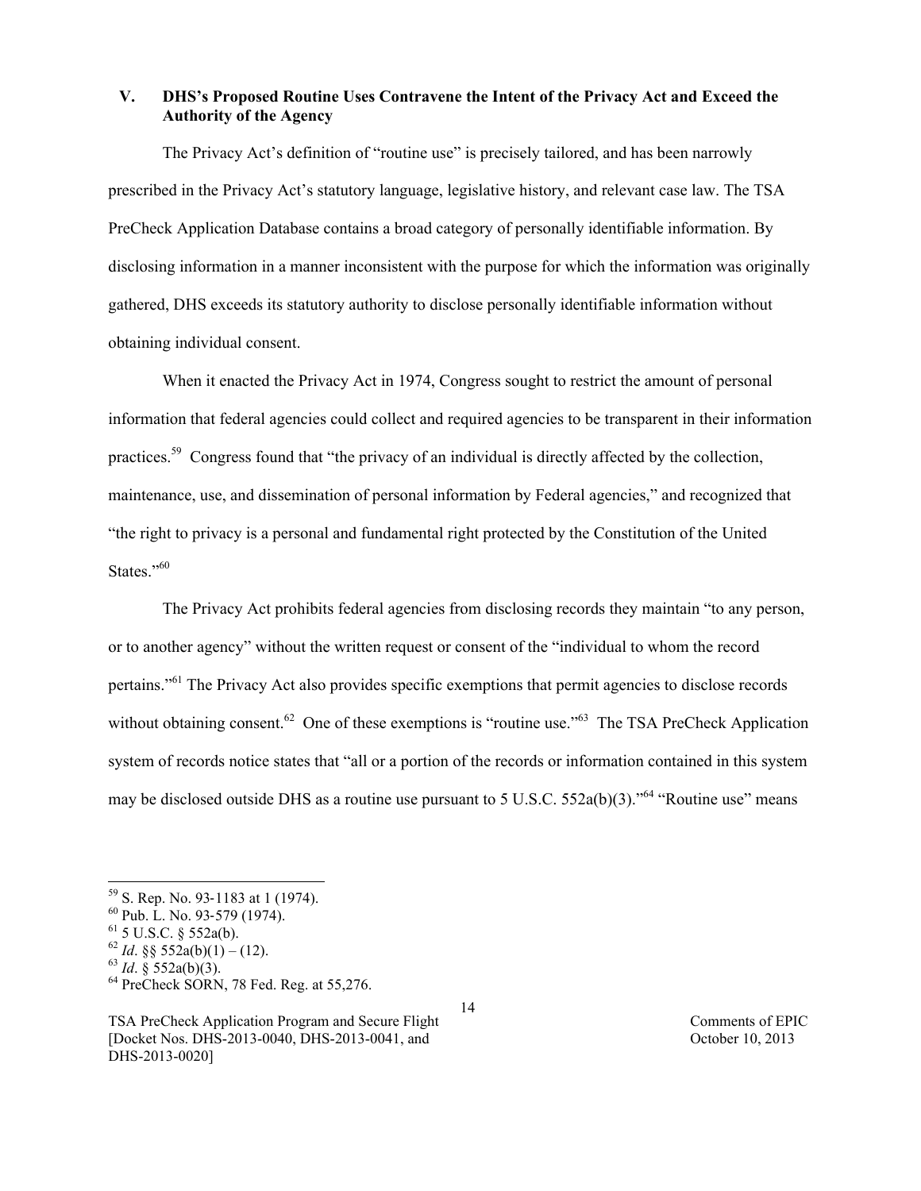## V. DHS's Proposed Routine Uses Contravene the Intent of the Privacy Act and Exceed the Authority of the Agency

The Privacy Act's definition of "routine use" is precisely tailored, and has been narrowly prescribed in the Privacy Act's statutory language, legislative history, and relevant case law. The TSA PreCheck Application Database contains a broad category of personally identifiable information. By disclosing information in a manner inconsistent with the purpose for which the information was originally gathered, DHS exceeds its statutory authority to disclose personally identifiable information without obtaining individual consent.

When it enacted the Privacy Act in 1974, Congress sought to restrict the amount of personal information that federal agencies could collect and required agencies to be transparent in their information practices.[59] Congress found that "the privacy of an individual is directly affected by the collection, maintenance, use, and dissemination of personal information by Federal agencies," and recognized that "the right to privacy is a personal and fundamental right protected by the Constitution of the United States."[60]

The Privacy Act prohibits federal agencies from disclosing records they maintain "to any person, or to another agency" without the written request or consent of the "individual to whom the record pertains."[61] The Privacy Act also provides specific exemptions that permit agencies to disclose records without obtaining consent.[62] One of these exemptions is "routine use."[63] The TSA PreCheck Application system of records notice states that "all or a portion of the records or information contained in this system may be disclosed outside DHS as a routine use pursuant to 5 U.S.C. 552a(b)(3)."[64] "Routine use" means

---

[59] S. Rep. No. 93-1183 at 1 (1974).

[60] Pub. L. No. 93-579 (1974).

[61] 5 U.S.C. § 552a(b).

[62] *Id*. §§ 552a(b)(1) – (12).

[63] *Id*. § 552a(b)(3).

[64] PreCheck SORN, 78 Fed. Reg. at 55,276.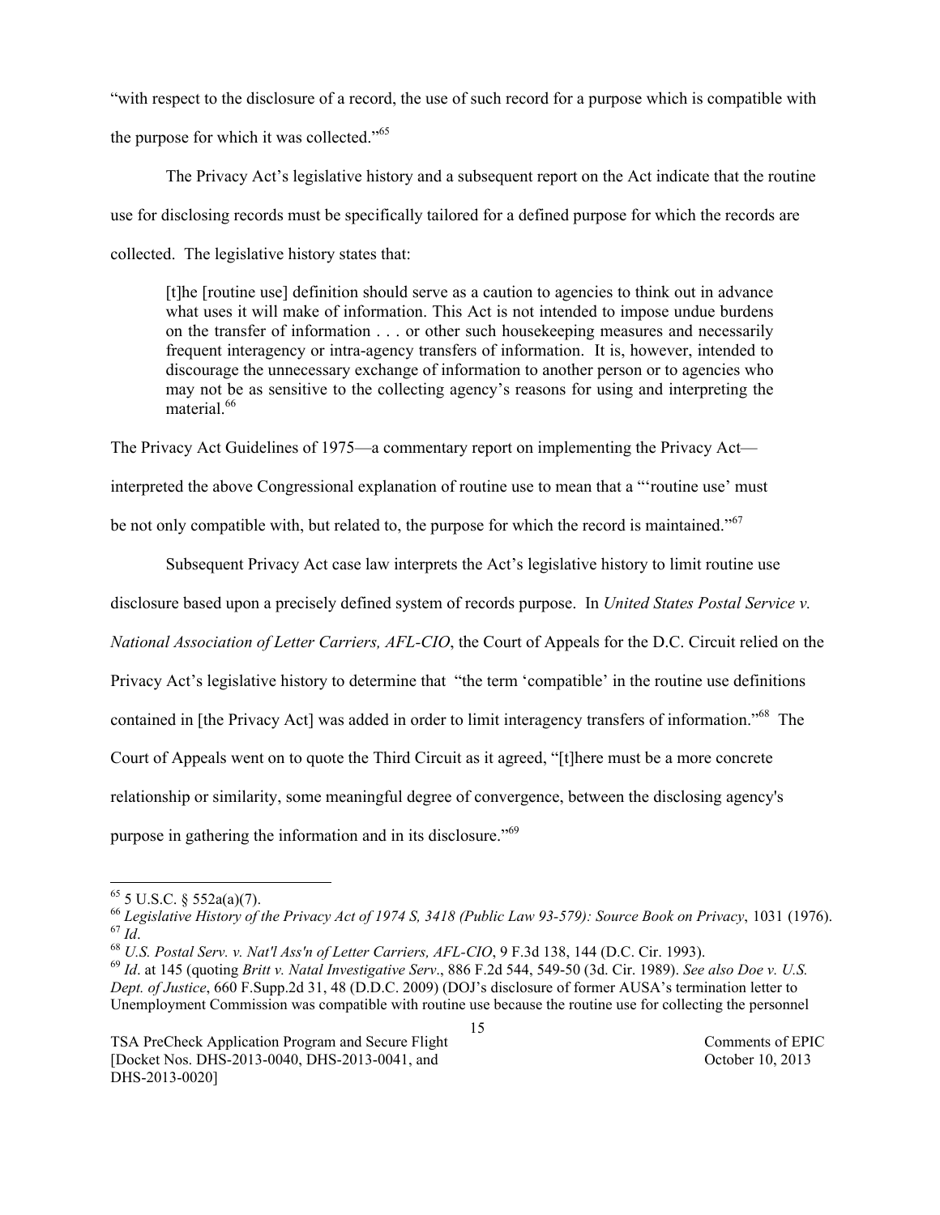"with respect to the disclosure of a record, the use of such record for a purpose which is compatible with the purpose for which it was collected."[65]

The Privacy Act's legislative history and a subsequent report on the Act indicate that the routine use for disclosing records must be specifically tailored for a defined purpose for which the records are collected. The legislative history states that:

> [t]he [routine use] definition should serve as a caution to agencies to think out in advance what uses it will make of information. This Act is not intended to impose undue burdens on the transfer of information . . . or other such housekeeping measures and necessarily frequent interagency or intra-agency transfers of information. It is, however, intended to discourage the unnecessary exchange of information to another person or to agencies who may not be as sensitive to the collecting agency's reasons for using and interpreting the material.[66]

The Privacy Act Guidelines of 1975—a commentary report on implementing the Privacy Act—interpreted the above Congressional explanation of routine use to mean that a "'routine use' must be not only compatible with, but related to, the purpose for which the record is maintained."[67]

Subsequent Privacy Act case law interprets the Act's legislative history to limit routine use disclosure based upon a precisely defined system of records purpose. In *United States Postal Service v. National Association of Letter Carriers, AFL-CIO*, the Court of Appeals for the D.C. Circuit relied on the Privacy Act's legislative history to determine that "the term 'compatible' in the routine use definitions contained in [the Privacy Act] was added in order to limit interagency transfers of information."[68] The Court of Appeals went on to quote the Third Circuit as it agreed, "[t]here must be a more concrete relationship or similarity, some meaningful degree of convergence, between the disclosing agency's purpose in gathering the information and in its disclosure."[69]

---

[65] 5 U.S.C. § 552a(a)(7).

[66] *Legislative History of the Privacy Act of 1974 S, 3418 (Public Law 93-579): Source Book on Privacy*, 1031 (1976).

[67] *Id*.

[68] *U.S. Postal Serv. v. Nat'l Ass'n of Letter Carriers, AFL-CIO*, 9 F.3d 138, 144 (D.C. Cir. 1993).

[69] *Id*. at 145 (quoting *Britt v. Natal Investigative Serv*., 886 F.2d 544, 549-50 (3d. Cir. 1989). *See also Doe v. U.S. Dept. of Justice*, 660 F.Supp.2d 31, 48 (D.D.C. 2009) (DOJ's disclosure of former AUSA's termination letter to Unemployment Commission was compatible with routine use because the routine use for collecting the personnel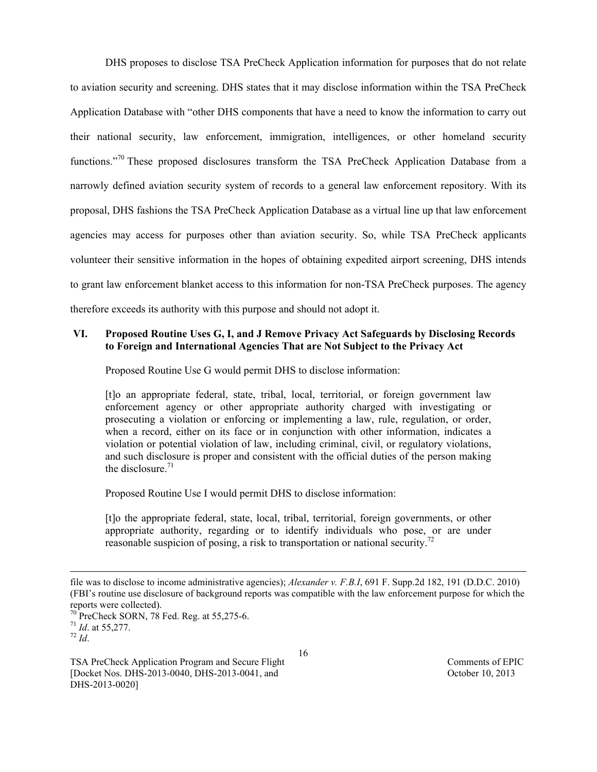DHS proposes to disclose TSA PreCheck Application information for purposes that do not relate to aviation security and screening. DHS states that it may disclose information within the TSA PreCheck Application Database with "other DHS components that have a need to know the information to carry out their national security, law enforcement, immigration, intelligences, or other homeland security functions."[70] These proposed disclosures transform the TSA PreCheck Application Database from a narrowly defined aviation security system of records to a general law enforcement repository. With its proposal, DHS fashions the TSA PreCheck Application Database as a virtual line up that law enforcement agencies may access for purposes other than aviation security. So, while TSA PreCheck applicants volunteer their sensitive information in the hopes of obtaining expedited airport screening, DHS intends to grant law enforcement blanket access to this information for non-TSA PreCheck purposes. The agency therefore exceeds its authority with this purpose and should not adopt it.

## VI. Proposed Routine Uses G, I, and J Remove Privacy Act Safeguards by Disclosing Records to Foreign and International Agencies That are Not Subject to the Privacy Act

Proposed Routine Use G would permit DHS to disclose information:

> [t]o an appropriate federal, state, tribal, local, territorial, or foreign government law enforcement agency or other appropriate authority charged with investigating or prosecuting a violation or enforcing or implementing a law, rule, regulation, or order, when a record, either on its face or in conjunction with other information, indicates a violation or potential violation of law, including criminal, civil, or regulatory violations, and such disclosure is proper and consistent with the official duties of the person making the disclosure.[71]

Proposed Routine Use I would permit DHS to disclose information:

> [t]o the appropriate federal, state, local, tribal, territorial, foreign governments, or other appropriate authority, regarding or to identify individuals who pose, or are under reasonable suspicion of posing, a risk to transportation or national security.[72]

---

file was to disclose to income administrative agencies); *Alexander v. F.B.I*, 691 F. Supp.2d 182, 191 (D.D.C. 2010) (FBI's routine use disclosure of background reports was compatible with the law enforcement purpose for which the reports were collected).

[70] PreCheck SORN, 78 Fed. Reg. at 55,275-6.

[71] *Id*. at 55,277.

[72] *Id*.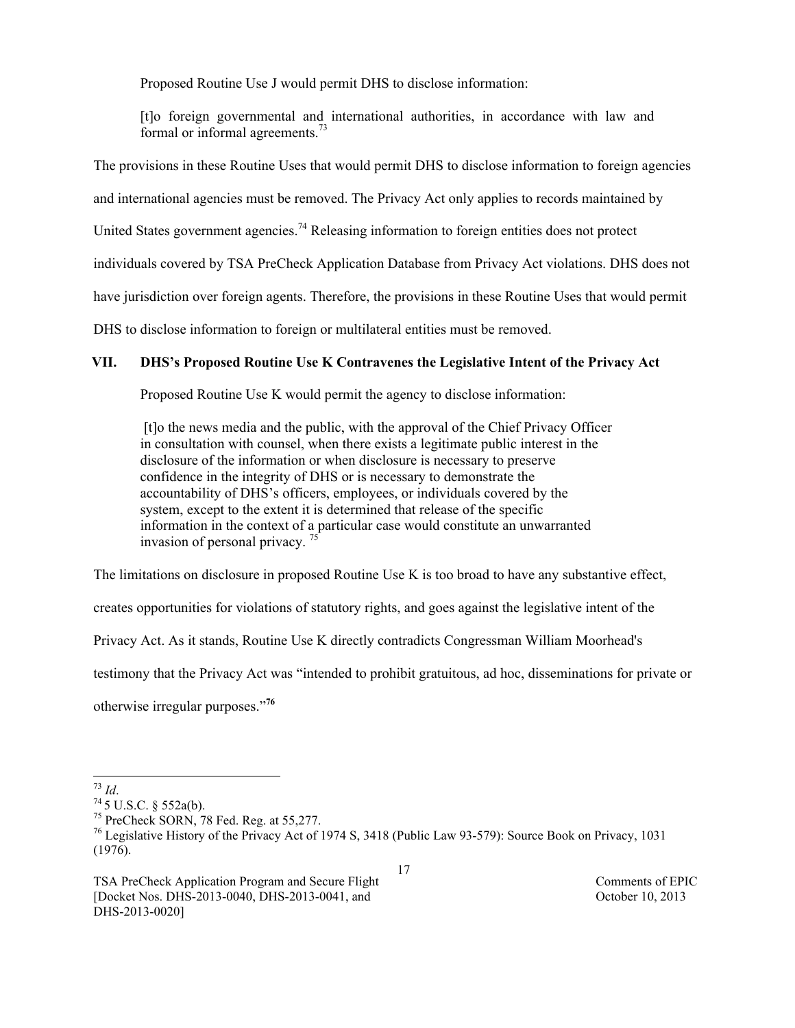Proposed Routine Use J would permit DHS to disclose information:

> [t]o foreign governmental and international authorities, in accordance with law and formal or informal agreements.[73]

The provisions in these Routine Uses that would permit DHS to disclose information to foreign agencies and international agencies must be removed. The Privacy Act only applies to records maintained by United States government agencies.[74] Releasing information to foreign entities does not protect individuals covered by TSA PreCheck Application Database from Privacy Act violations. DHS does not have jurisdiction over foreign agents. Therefore, the provisions in these Routine Uses that would permit DHS to disclose information to foreign or multilateral entities must be removed.

## VII. DHS's Proposed Routine Use K Contravenes the Legislative Intent of the Privacy Act

Proposed Routine Use K would permit the agency to disclose information:

> [t]o the news media and the public, with the approval of the Chief Privacy Officer in consultation with counsel, when there exists a legitimate public interest in the disclosure of the information or when disclosure is necessary to preserve confidence in the integrity of DHS or is necessary to demonstrate the accountability of DHS's officers, employees, or individuals covered by the system, except to the extent it is determined that release of the specific information in the context of a particular case would constitute an unwarranted invasion of personal privacy.[75]

The limitations on disclosure in proposed Routine Use K is too broad to have any substantive effect, creates opportunities for violations of statutory rights, and goes against the legislative intent of the Privacy Act. As it stands, Routine Use K directly contradicts Congressman William Moorhead's testimony that the Privacy Act was "intended to prohibit gratuitous, ad hoc, disseminations for private or otherwise irregular purposes."[76]

---

[73] *Id*.

[74] 5 U.S.C. § 552a(b).

[75] PreCheck SORN, 78 Fed. Reg. at 55,277.

[76] Legislative History of the Privacy Act of 1974 S, 3418 (Public Law 93-579): Source Book on Privacy, 1031 (1976).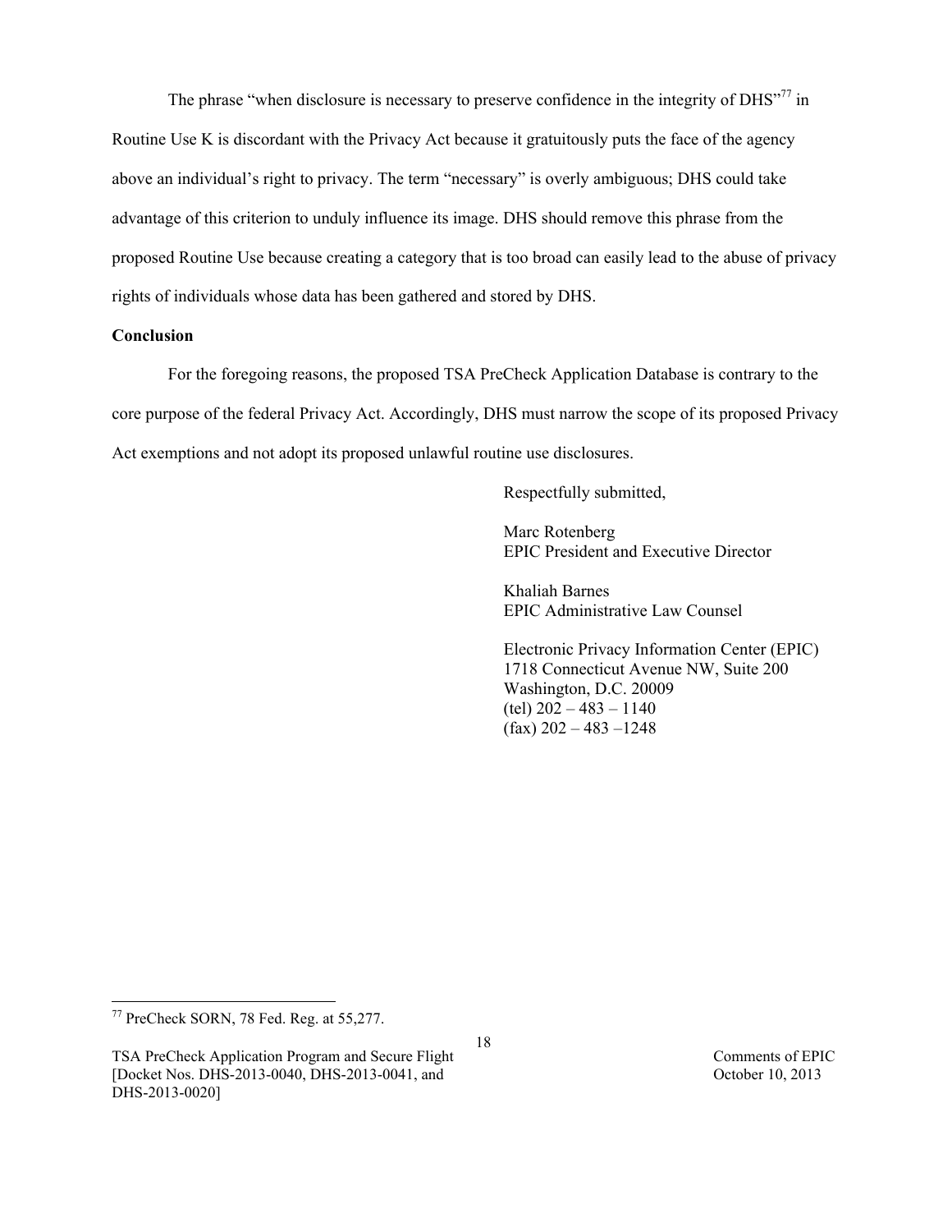The phrase "when disclosure is necessary to preserve confidence in the integrity of DHS"[77] in Routine Use K is discordant with the Privacy Act because it gratuitously puts the face of the agency above an individual's right to privacy. The term "necessary" is overly ambiguous; DHS could take advantage of this criterion to unduly influence its image. DHS should remove this phrase from the proposed Routine Use because creating a category that is too broad can easily lead to the abuse of privacy rights of individuals whose data has been gathered and stored by DHS.

**Conclusion**

For the foregoing reasons, the proposed TSA PreCheck Application Database is contrary to the core purpose of the federal Privacy Act. Accordingly, DHS must narrow the scope of its proposed Privacy Act exemptions and not adopt its proposed unlawful routine use disclosures.

Respectfully submitted,

Marc Rotenberg
EPIC President and Executive Director

Khaliah Barnes
EPIC Administrative Law Counsel

Electronic Privacy Information Center (EPIC)
1718 Connecticut Avenue NW, Suite 200
Washington, D.C. 20009
(tel) 202 – 483 – 1140
(fax) 202 – 483 –1248

---

[77] PreCheck SORN, 78 Fed. Reg. at 55,277.